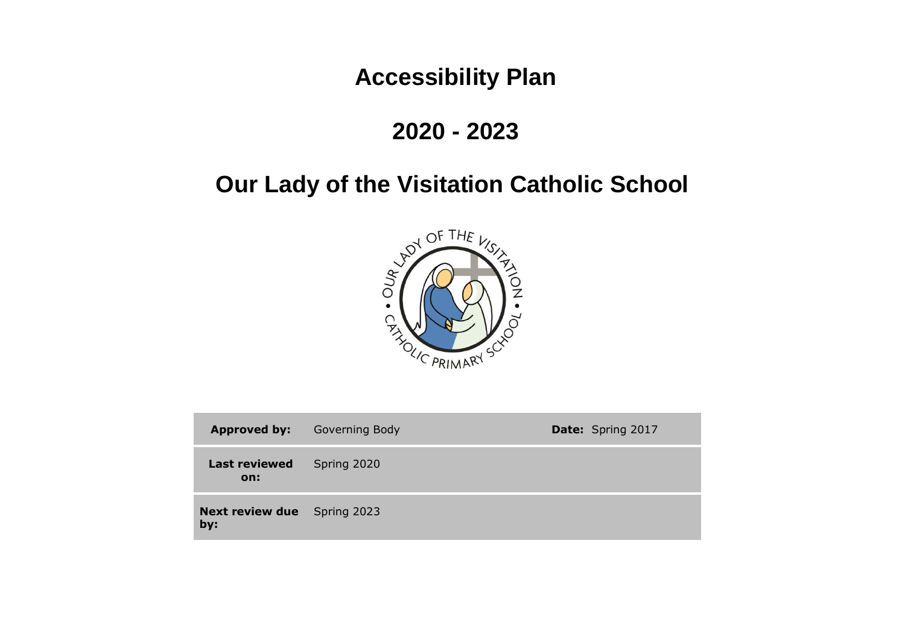# Accessibility Plan

# 2020 - 2023

# Our Lady of the Visitation Catholic School

| **Approved by:** | Governing Body | **Date:** Spring 2017 |
|---|---|---|
| **Last reviewed on:** | Spring 2020 | |
| **Next review due by:** | Spring 2023 | |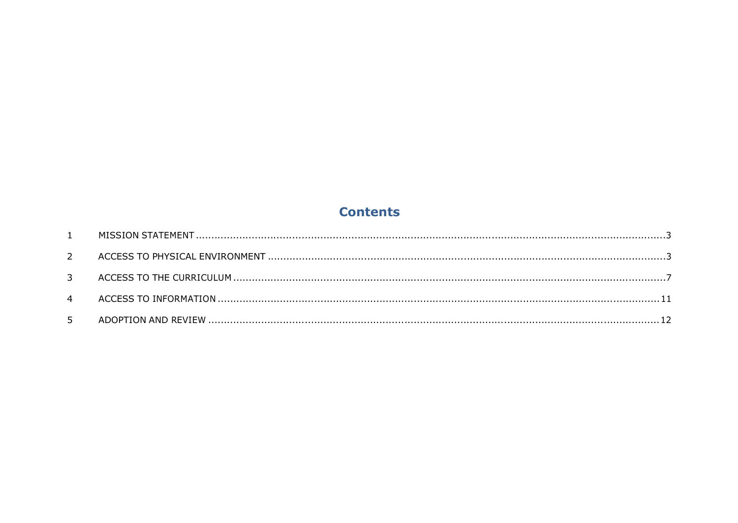## Contents

1 MISSION STATEMENT ........................................................................................................................3

2 ACCESS TO PHYSICAL ENVIRONMENT ..........................................................................................3

3 ACCESS TO THE CURRICULUM .......................................................................................................7

4 ACCESS TO INFORMATION ............................................................................................................11

5 ADOPTION AND REVIEW ................................................................................................................12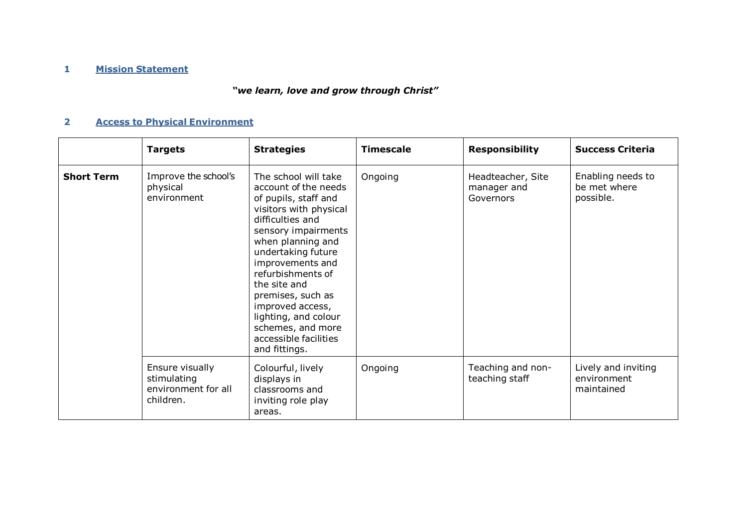## 1 Mission Statement

***"we learn, love and grow through Christ"***

## 2 Access to Physical Environment

| | Targets | Strategies | Timescale | Responsibility | Success Criteria |
|---|---|---|---|---|---|
| **Short Term** | Improve the school's physical environment | The school will take account of the needs of pupils, staff and visitors with physical difficulties and sensory impairments when planning and undertaking future improvements and refurbishments of the site and premises, such as improved access, lighting, and colour schemes, and more accessible facilities and fittings. | Ongoing | Headteacher, Site manager and Governors | Enabling needs to be met where possible. |
| | Ensure visually stimulating environment for all children. | Colourful, lively displays in classrooms and inviting role play areas. | Ongoing | Teaching and non-teaching staff | Lively and inviting environment maintained |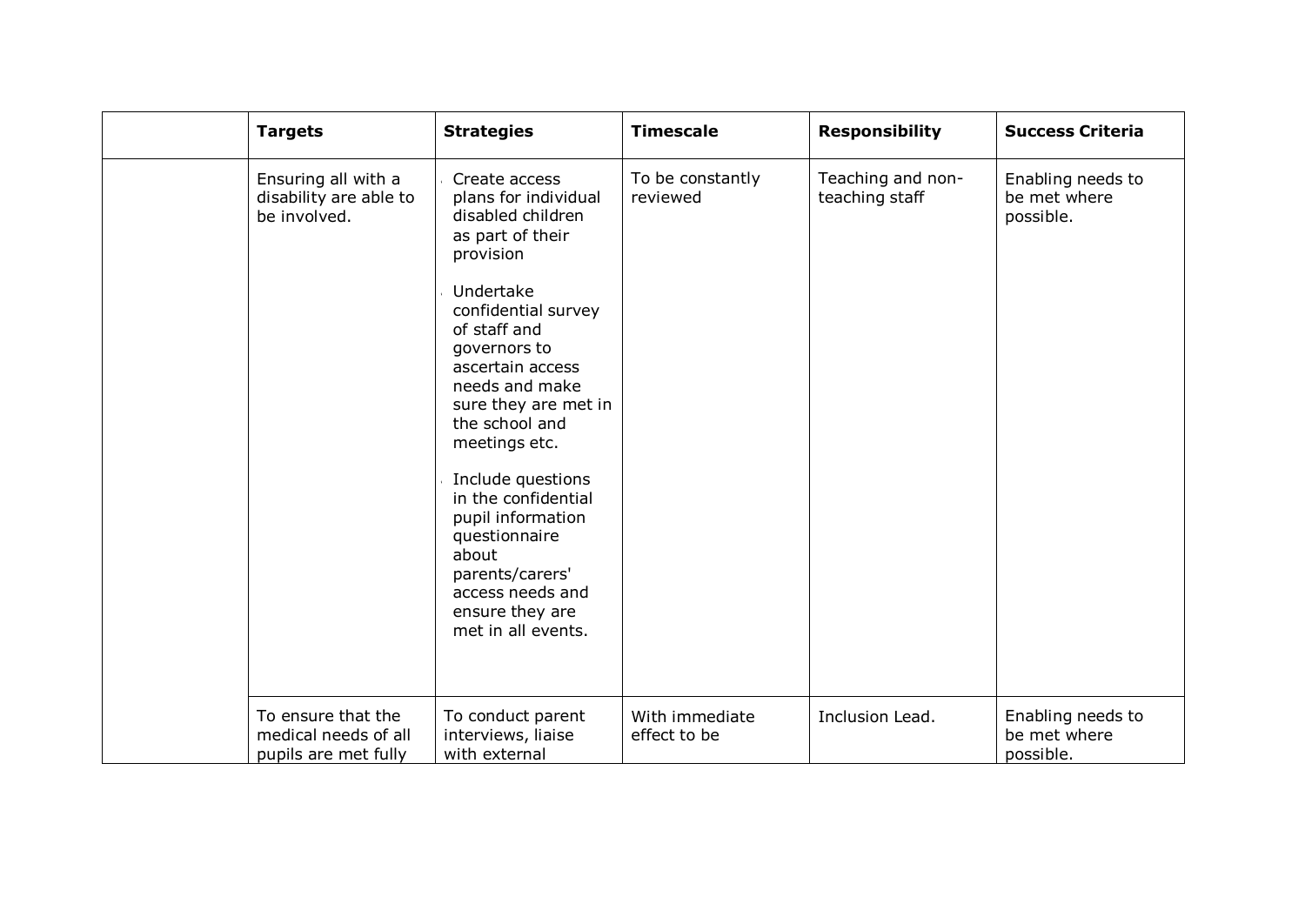| | Targets | Strategies | Timescale | Responsibility | Success Criteria |
|---|---|---|---|---|---|
| | Ensuring all with a disability are able to be involved. | Create access plans for individual disabled children as part of their provision<br><br>Undertake confidential survey of staff and governors to ascertain access needs and make sure they are met in the school and meetings etc.<br><br>Include questions in the confidential pupil information questionnaire about parents/carers' access needs and ensure they are met in all events. | To be constantly reviewed | Teaching and non-teaching staff | Enabling needs to be met where possible. |
| | To ensure that the medical needs of all pupils are met fully | To conduct parent interviews, liaise with external | With immediate effect to be | Inclusion Lead. | Enabling needs to be met where possible. |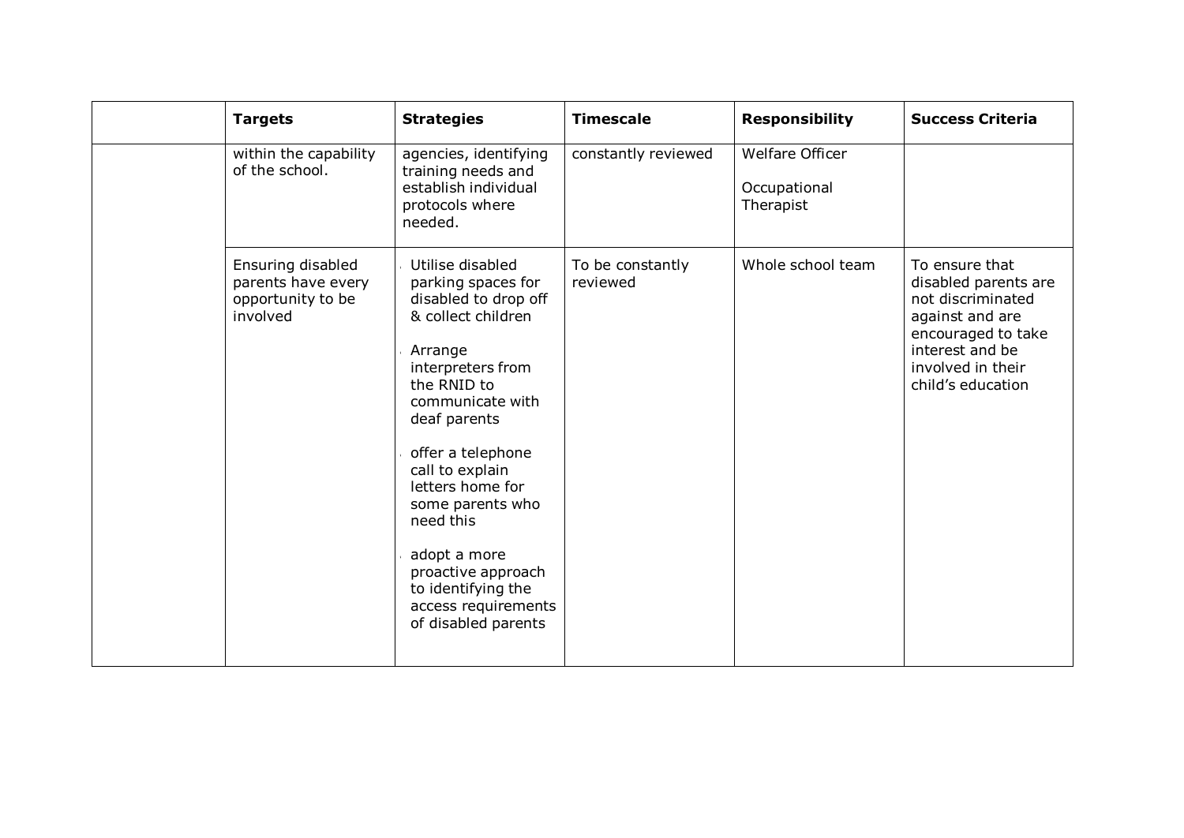| | Targets | Strategies | Timescale | Responsibility | Success Criteria |
|---|---|---|---|---|---|
| | within the capability of the school. | agencies, identifying training needs and establish individual protocols where needed. | constantly reviewed | Welfare Officer<br><br>Occupational Therapist | |
| | Ensuring disabled parents have every opportunity to be involved | - Utilise disabled parking spaces for disabled to drop off & collect children<br>- Arrange interpreters from the RNID to communicate with deaf parents<br>- offer a telephone call to explain letters home for some parents who need this<br>- adopt a more proactive approach to identifying the access requirements of disabled parents | To be constantly reviewed | Whole school team | To ensure that disabled parents are not discriminated against and are encouraged to take interest and be involved in their child's education |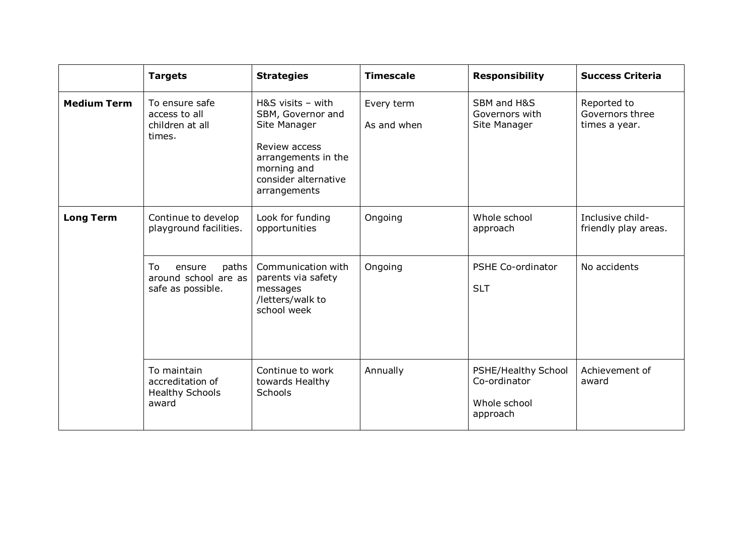| | **Targets** | **Strategies** | **Timescale** | **Responsibility** | **Success Criteria** |
|---|---|---|---|---|---|
| **Medium Term** | To ensure safe access to all children at all times. | H&S visits – with SBM, Governor and Site Manager<br><br>Review access arrangements in the morning and consider alternative arrangements | Every term<br><br>As and when | SBM and H&S Governors with Site Manager | Reported to Governors three times a year. |
| **Long Term** | Continue to develop playground facilities. | Look for funding opportunities | Ongoing | Whole school approach | Inclusive child-friendly play areas. |
| | To ensure paths around school are as safe as possible. | Communication with parents via safety messages /letters/walk to school week | Ongoing | PSHE Co-ordinator<br><br>SLT | No accidents |
| | To maintain accreditation of Healthy Schools award | Continue to work towards Healthy Schools | Annually | PSHE/Healthy School Co-ordinator<br><br>Whole school approach | Achievement of award |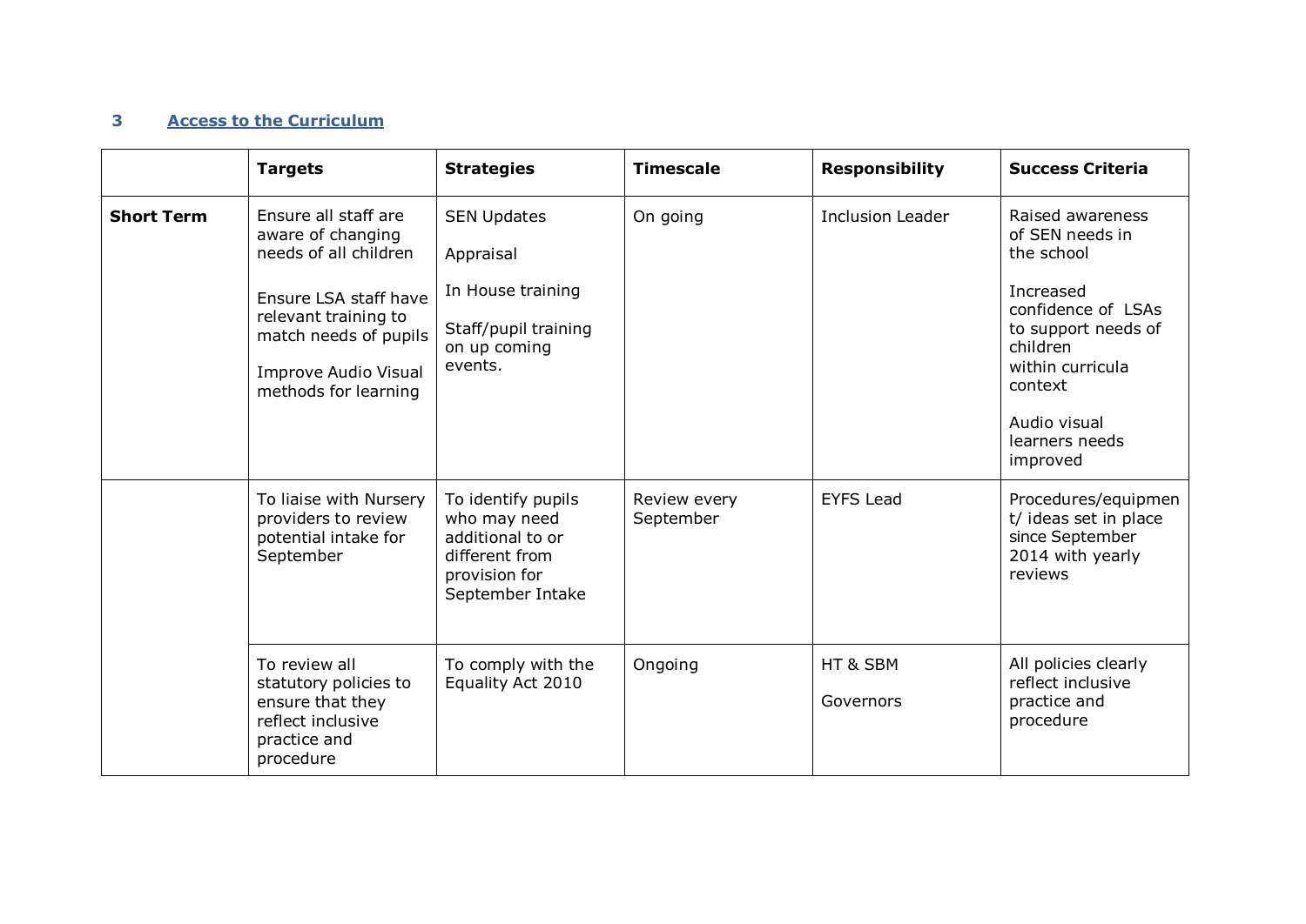## 3 Access to the Curriculum

| | Targets | Strategies | Timescale | Responsibility | Success Criteria |
|---|---|---|---|---|---|
| **Short Term** | Ensure all staff are aware of changing needs of all children<br><br>Ensure LSA staff have relevant training to match needs of pupils<br><br>Improve Audio Visual methods for learning | SEN Updates<br><br>Appraisal<br><br>In House training<br><br>Staff/pupil training on up coming events. | On going | Inclusion Leader | Raised awareness of SEN needs in the school<br><br>Increased confidence of LSAs to support needs of children within curricula context<br><br>Audio visual learners needs improved |
| | To liaise with Nursery providers to review potential intake for September | To identify pupils who may need additional to or different from provision for September Intake | Review every September | EYFS Lead | Procedures/equipment/ ideas set in place since September 2014 with yearly reviews |
| | To review all statutory policies to ensure that they reflect inclusive practice and procedure | To comply with the Equality Act 2010 | Ongoing | HT & SBM<br><br>Governors | All policies clearly reflect inclusive practice and procedure |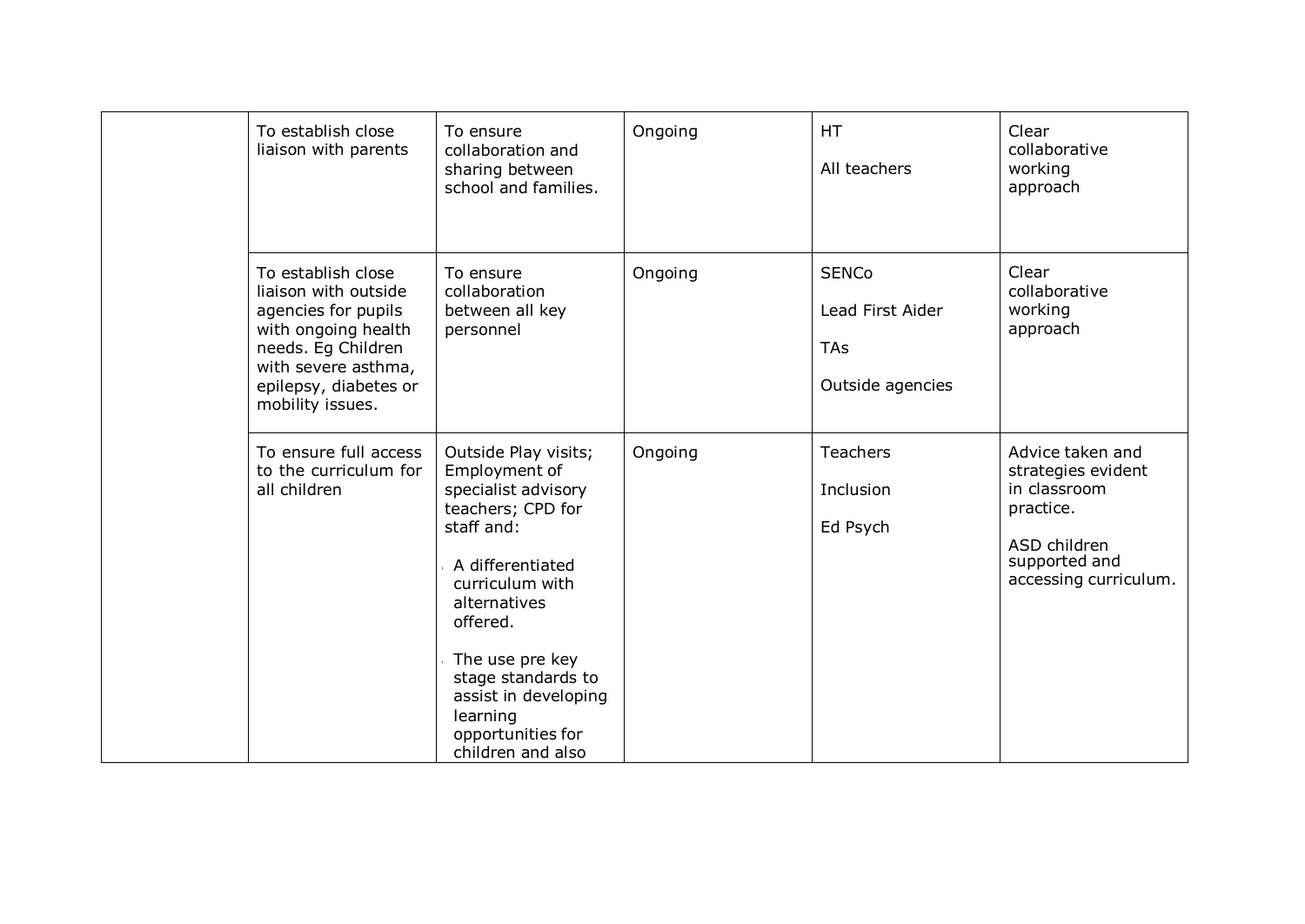| | | | | | |
|---|---|---|---|---|---|
| | To establish close liaison with parents | To ensure collaboration and sharing between school and families. | Ongoing | HT<br><br>All teachers | Clear collaborative working approach |
| | To establish close liaison with outside agencies for pupils with ongoing health needs. Eg Children with severe asthma, epilepsy, diabetes or mobility issues. | To ensure collaboration between all key personnel | Ongoing | SENCo<br><br>Lead First Aider<br><br>TAs<br><br>Outside agencies | Clear collaborative working approach |
| | To ensure full access to the curriculum for all children | Outside Play visits; Employment of specialist advisory teachers; CPD for staff and:<br><br>- A differentiated curriculum with alternatives offered.<br><br>- The use pre key stage standards to assist in developing learning opportunities for children and also | Ongoing | Teachers<br><br>Inclusion<br><br>Ed Psych | Advice taken and strategies evident in classroom practice.<br><br>ASD children supported and accessing curriculum. |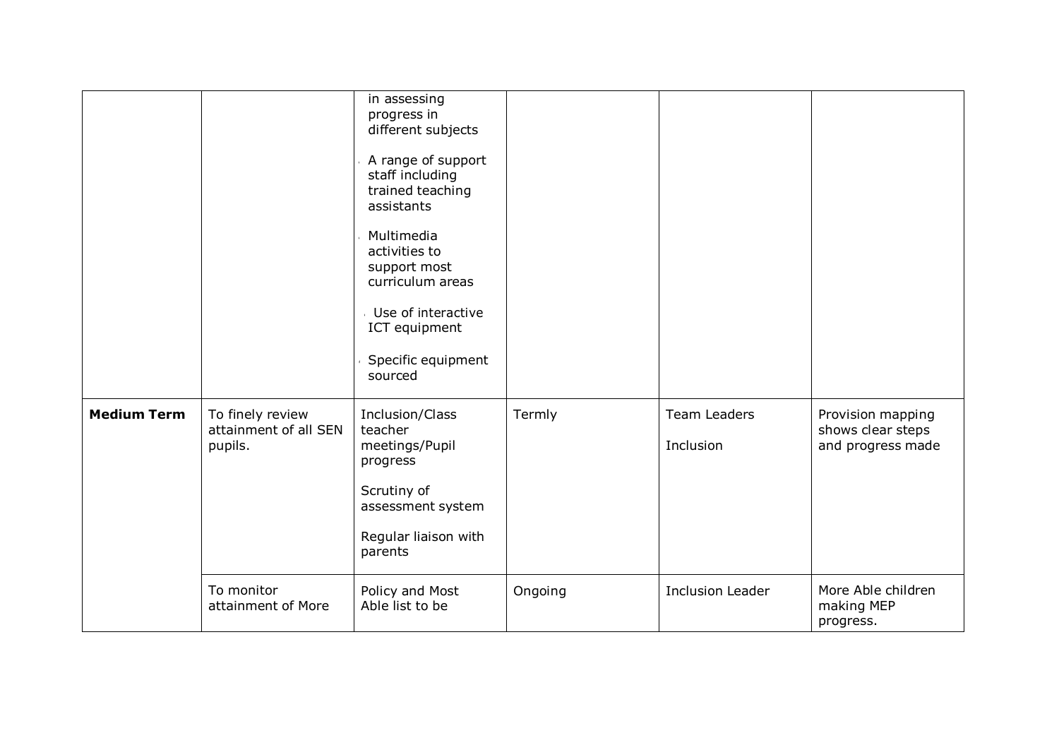| | | | | | |
|---|---|---|---|---|---|
| | | in assessing progress in different subjects<br><br>A range of support staff including trained teaching assistants<br><br>Multimedia activities to support most curriculum areas<br><br>Use of interactive ICT equipment<br><br>Specific equipment sourced | | | |
| **Medium Term** | To finely review attainment of all SEN pupils. | Inclusion/Class teacher meetings/Pupil progress<br><br>Scrutiny of assessment system<br><br>Regular liaison with parents | Termly | Team Leaders<br><br>Inclusion | Provision mapping shows clear steps and progress made |
| | To monitor attainment of More | Policy and Most Able list to be | Ongoing | Inclusion Leader | More Able children making MEP progress. |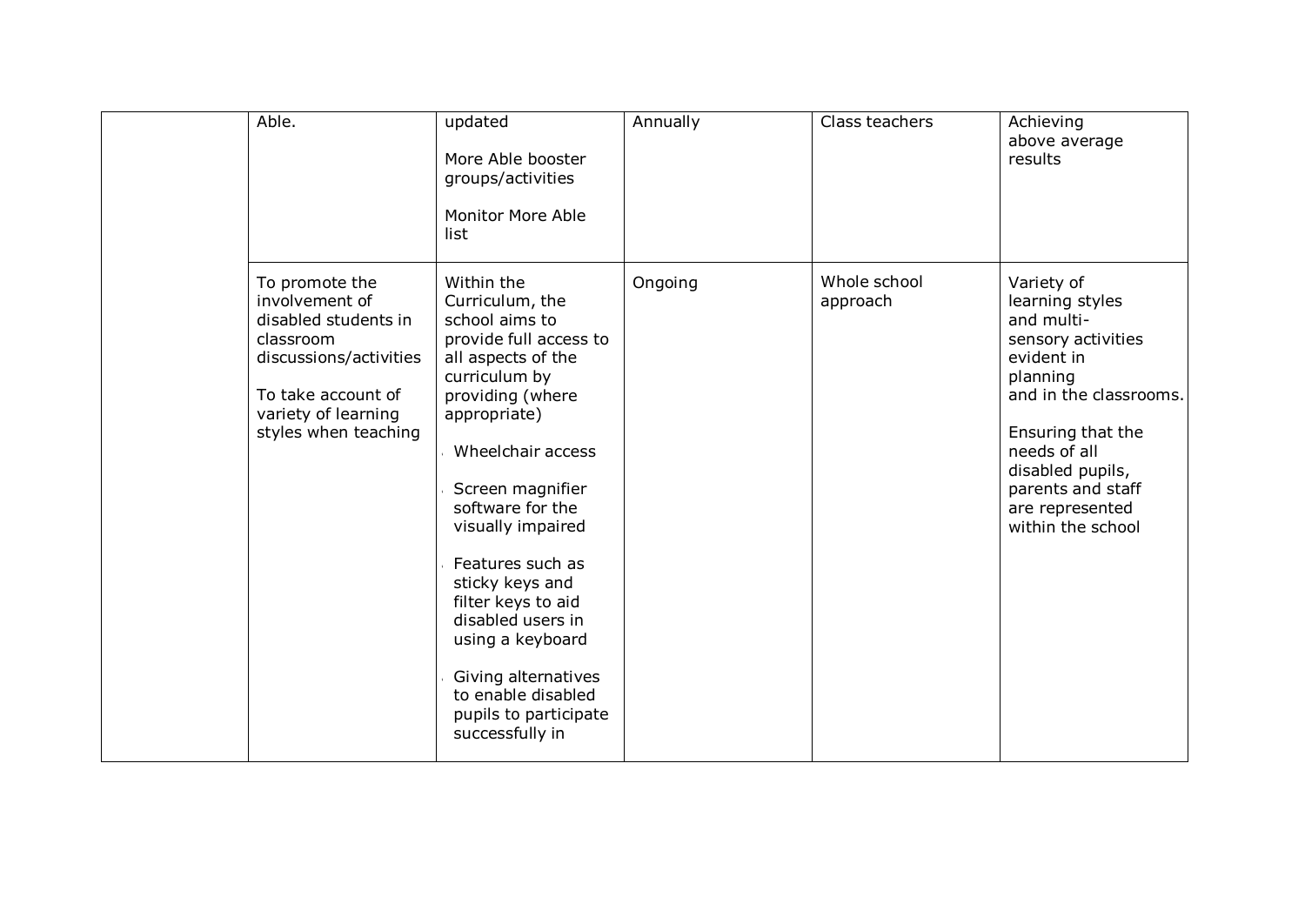| | | | | | |
|---|---|---|---|---|---|
| | Able. | updated<br><br>More Able booster groups/activities<br><br>Monitor More Able list | Annually | Class teachers | Achieving above average results |
| | To promote the involvement of disabled students in classroom discussions/activities<br><br>To take account of variety of learning styles when teaching | Within the Curriculum, the school aims to provide full access to all aspects of the curriculum by providing (where appropriate)<br><br>- Wheelchair access<br>- Screen magnifier software for the visually impaired<br>- Features such as sticky keys and filter keys to aid disabled users in using a keyboard<br>- Giving alternatives to enable disabled pupils to participate successfully in | Ongoing | Whole school approach | Variety of learning styles and multi-sensory activities evident in planning and in the classrooms.<br><br>Ensuring that the needs of all disabled pupils, parents and staff are represented within the school |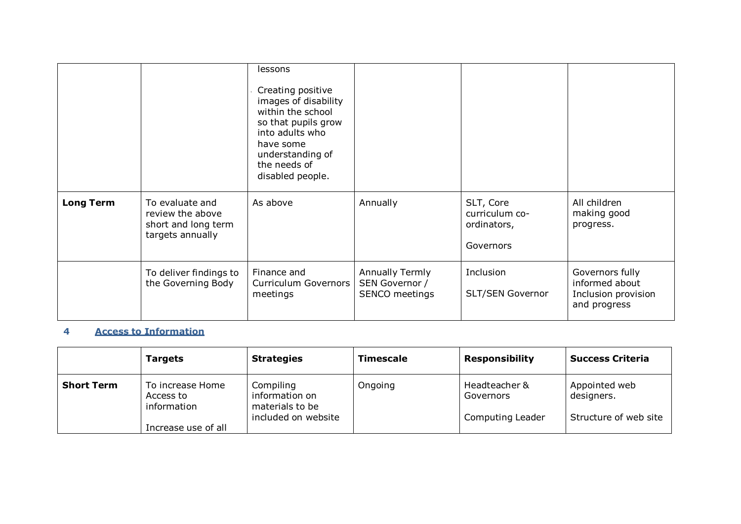| | | | | | |
|---|---|---|---|---|---|
| | | lessons<br><br>Creating positive images of disability within the school so that pupils grow into adults who have some understanding of the needs of disabled people. | | | |
| **Long Term** | To evaluate and review the above short and long term targets annually | As above | Annually | SLT, Core curriculum co-ordinators,<br><br>Governors | All children making good progress. |
| | To deliver findings to the Governing Body | Finance and Curriculum Governors meetings | Annually Termly SEN Governor / SENCO meetings | Inclusion<br><br>SLT/SEN Governor | Governors fully informed about Inclusion provision and progress |

## 4 Access to Information

| | Targets | Strategies | Timescale | Responsibility | Success Criteria |
|---|---|---|---|---|---|
| **Short Term** | To increase Home Access to information<br><br>Increase use of all | Compiling information on materials to be included on website | Ongoing | Headteacher & Governors<br><br>Computing Leader | Appointed web designers.<br><br>Structure of web site |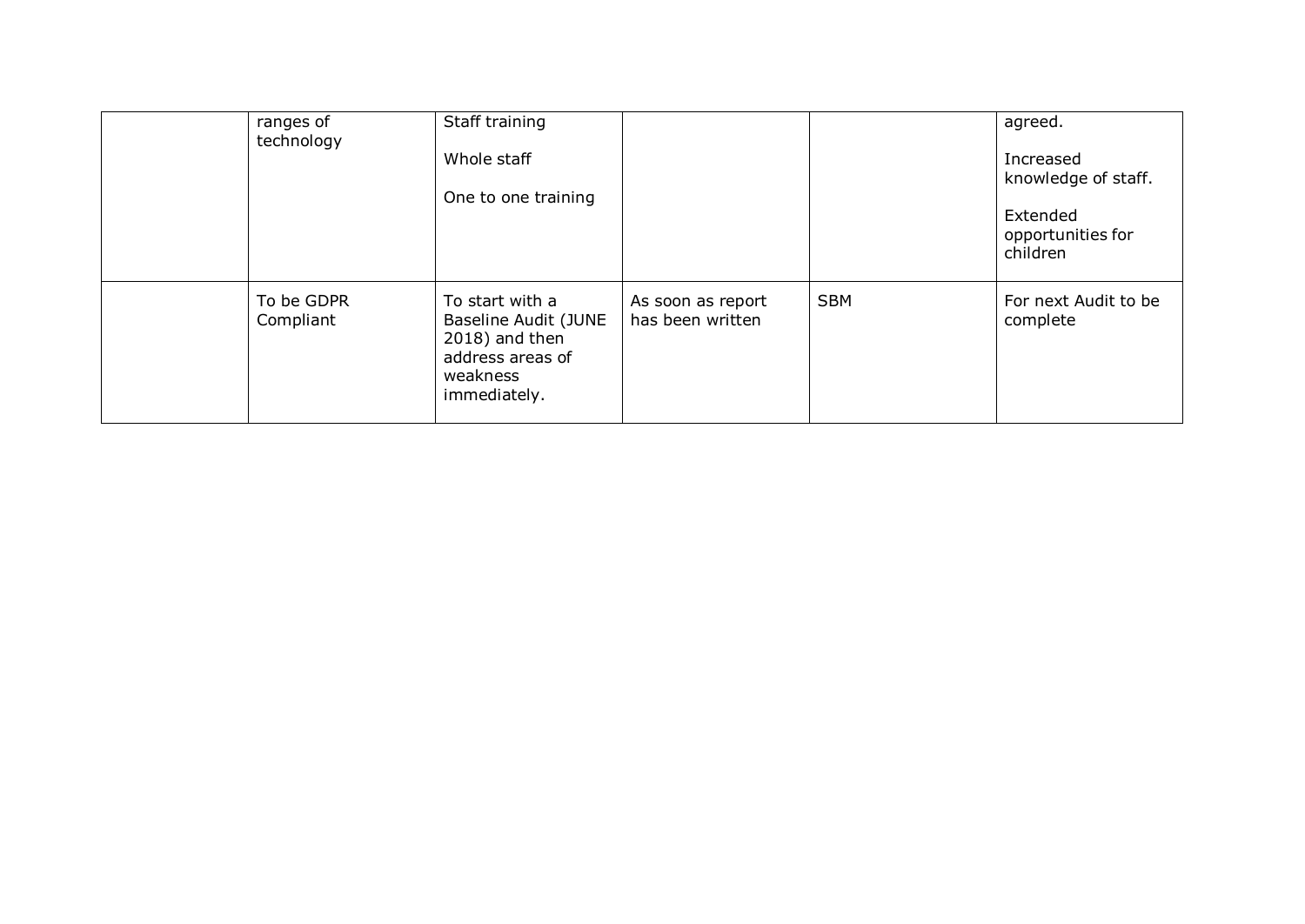| | | | | | |
|---|---|---|---|---|---|
| | ranges of technology | Staff training<br><br>Whole staff<br><br>One to one training | | | agreed.<br><br>Increased knowledge of staff.<br><br>Extended opportunities for children |
| | To be GDPR Compliant | To start with a Baseline Audit (JUNE 2018) and then address areas of weakness immediately. | As soon as report has been written | SBM | For next Audit to be complete |